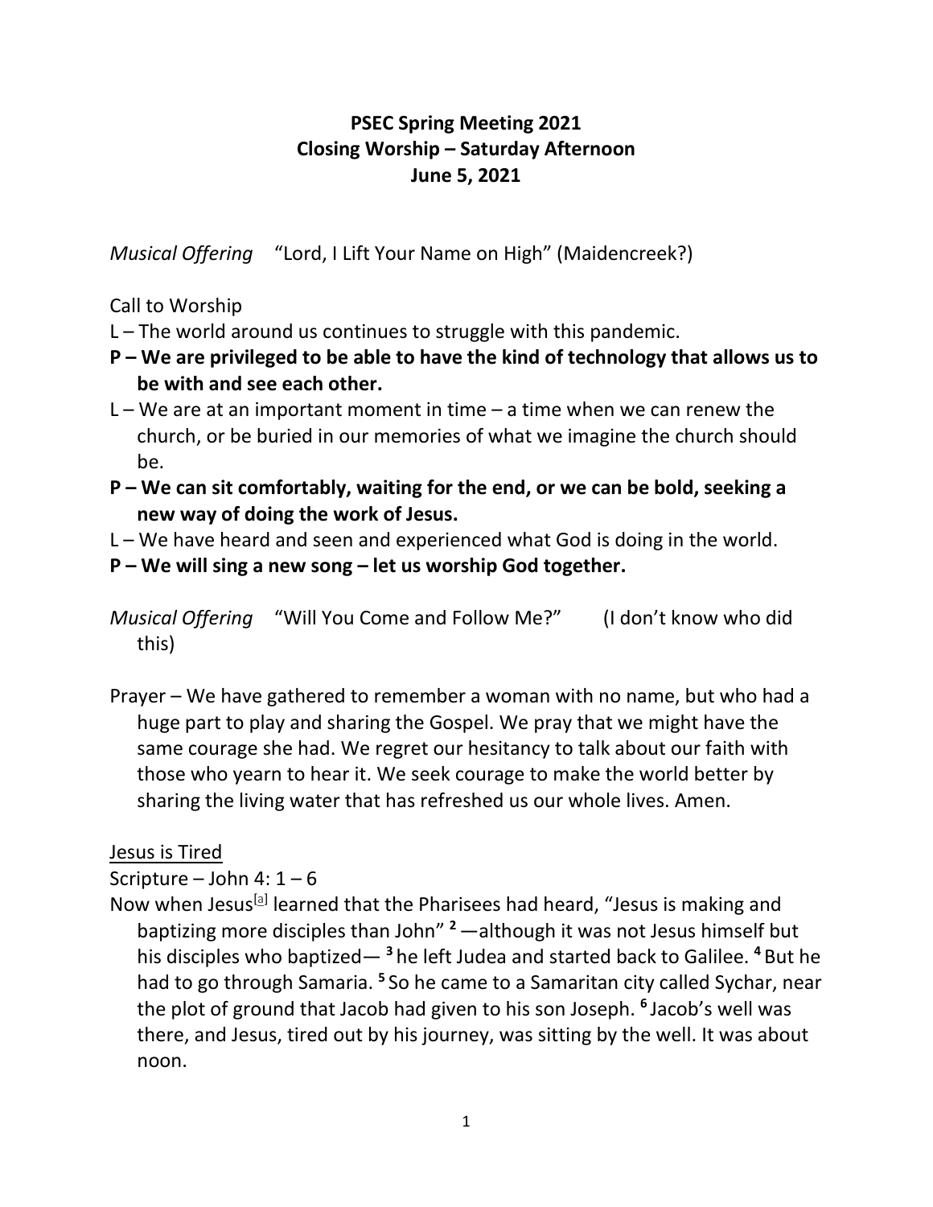**PSEC Spring Meeting 2021**
**Closing Worship – Saturday Afternoon**
**June 5, 2021**

*Musical Offering* "Lord, I Lift Your Name on High" (Maidencreek?)

Call to Worship

L – The world around us continues to struggle with this pandemic.

**P – We are privileged to be able to have the kind of technology that allows us to be with and see each other.**

L – We are at an important moment in time – a time when we can renew the church, or be buried in our memories of what we imagine the church should be.

**P – We can sit comfortably, waiting for the end, or we can be bold, seeking a new way of doing the work of Jesus.**

L – We have heard and seen and experienced what God is doing in the world.

**P – We will sing a new song – let us worship God together.**

*Musical Offering* "Will You Come and Follow Me?" (I don't know who did this)

Prayer – We have gathered to remember a woman with no name, but who had a huge part to play and sharing the Gospel. We pray that we might have the same courage she had. We regret our hesitancy to talk about our faith with those who yearn to hear it. We seek courage to make the world better by sharing the living water that has refreshed us our whole lives. Amen.

<u>Jesus is Tired</u>

Scripture – John 4: 1 – 6

Now when Jesus[a] learned that the Pharisees had heard, "Jesus is making and baptizing more disciples than John" **2** —although it was not Jesus himself but his disciples who baptized— **3** he left Judea and started back to Galilee. **4** But he had to go through Samaria. **5** So he came to a Samaritan city called Sychar, near the plot of ground that Jacob had given to his son Joseph. **6** Jacob's well was there, and Jesus, tired out by his journey, was sitting by the well. It was about noon.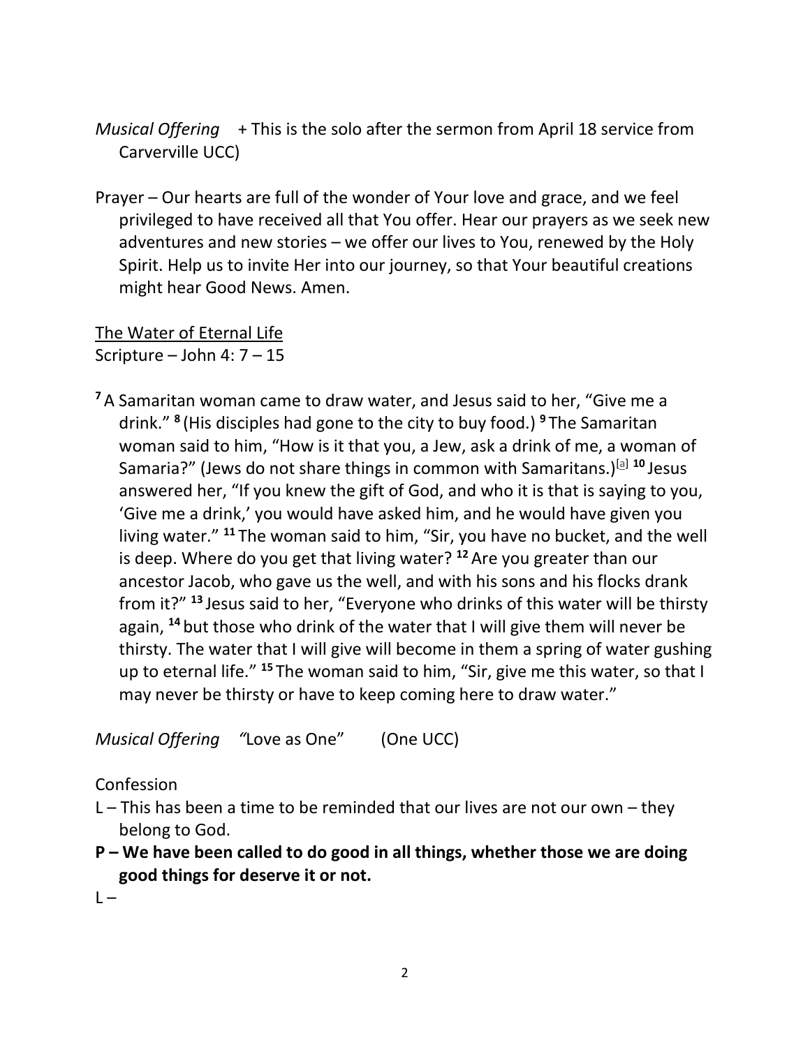*Musical Offering*    + This is the solo after the sermon from April 18 service from Carverville UCC)

Prayer – Our hearts are full of the wonder of Your love and grace, and we feel privileged to have received all that You offer. Hear our prayers as we seek new adventures and new stories – we offer our lives to You, renewed by the Holy Spirit. Help us to invite Her into our journey, so that Your beautiful creations might hear Good News. Amen.

<u>The Water of Eternal Life</u>
Scripture – John 4: 7 – 15

**7** A Samaritan woman came to draw water, and Jesus said to her, “Give me a drink.” **8** (His disciples had gone to the city to buy food.) **9** The Samaritan woman said to him, “How is it that you, a Jew, ask a drink of me, a woman of Samaria?” (Jews do not share things in common with Samaritans.)[a] **10** Jesus answered her, “If you knew the gift of God, and who it is that is saying to you, ‘Give me a drink,’ you would have asked him, and he would have given you living water.” **11** The woman said to him, “Sir, you have no bucket, and the well is deep. Where do you get that living water? **12** Are you greater than our ancestor Jacob, who gave us the well, and with his sons and his flocks drank from it?” **13** Jesus said to her, “Everyone who drinks of this water will be thirsty again, **14** but those who drink of the water that I will give them will never be thirsty. The water that I will give will become in them a spring of water gushing up to eternal life.” **15** The woman said to him, “Sir, give me this water, so that I may never be thirsty or have to keep coming here to draw water.”

*Musical Offering*    *“*Love as One”        (One UCC)

Confession

L – This has been a time to be reminded that our lives are not our own – they belong to God.

**P – We have been called to do good in all things, whether those we are doing good things for deserve it or not.**

L –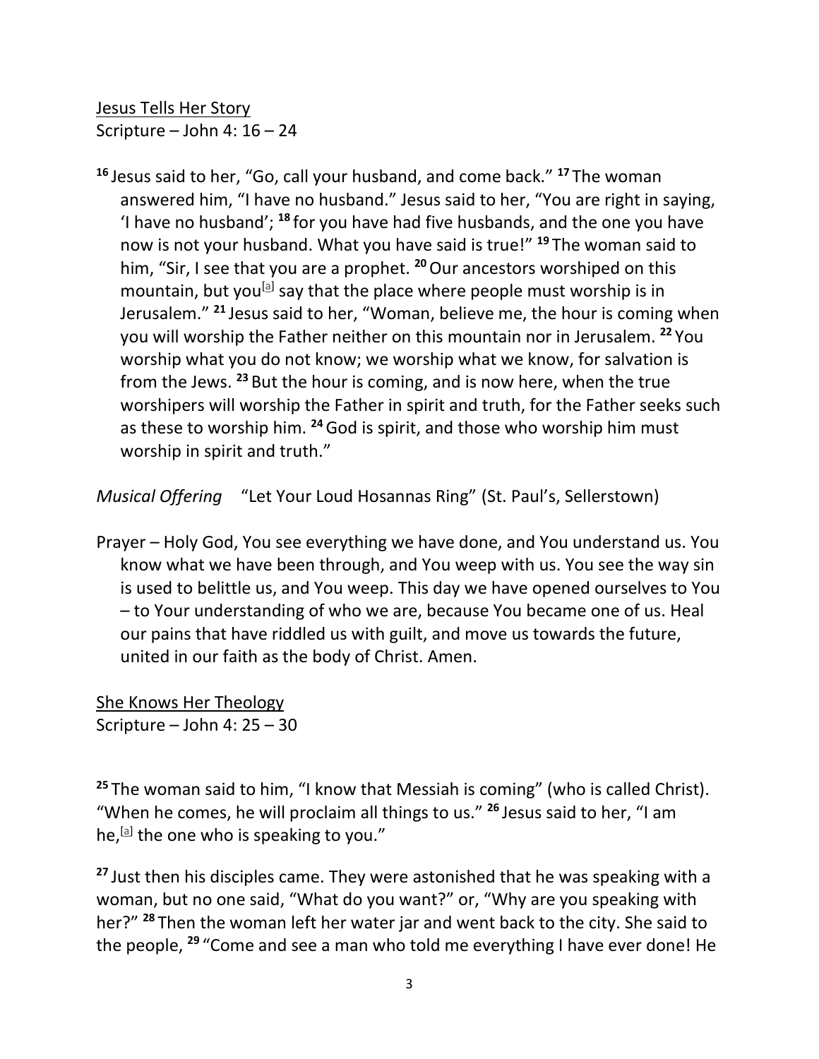Jesus Tells Her Story
Scripture – John 4: 16 – 24

**16** Jesus said to her, "Go, call your husband, and come back." **17** The woman answered him, "I have no husband." Jesus said to her, "You are right in saying, 'I have no husband'; **18** for you have had five husbands, and the one you have now is not your husband. What you have said is true!" **19** The woman said to him, "Sir, I see that you are a prophet. **20** Our ancestors worshiped on this mountain, but you[a] say that the place where people must worship is in Jerusalem." **21** Jesus said to her, "Woman, believe me, the hour is coming when you will worship the Father neither on this mountain nor in Jerusalem. **22** You worship what you do not know; we worship what we know, for salvation is from the Jews. **23** But the hour is coming, and is now here, when the true worshipers will worship the Father in spirit and truth, for the Father seeks such as these to worship him. **24** God is spirit, and those who worship him must worship in spirit and truth."

*Musical Offering* "Let Your Loud Hosannas Ring" (St. Paul's, Sellerstown)

Prayer – Holy God, You see everything we have done, and You understand us. You know what we have been through, and You weep with us. You see the way sin is used to belittle us, and You weep. This day we have opened ourselves to You – to Your understanding of who we are, because You became one of us. Heal our pains that have riddled us with guilt, and move us towards the future, united in our faith as the body of Christ. Amen.

She Knows Her Theology
Scripture – John 4: 25 – 30

**25** The woman said to him, "I know that Messiah is coming" (who is called Christ). "When he comes, he will proclaim all things to us." **26** Jesus said to her, "I am he,[a] the one who is speaking to you."

**27** Just then his disciples came. They were astonished that he was speaking with a woman, but no one said, "What do you want?" or, "Why are you speaking with her?" **28** Then the woman left her water jar and went back to the city. She said to the people, **29** "Come and see a man who told me everything I have ever done! He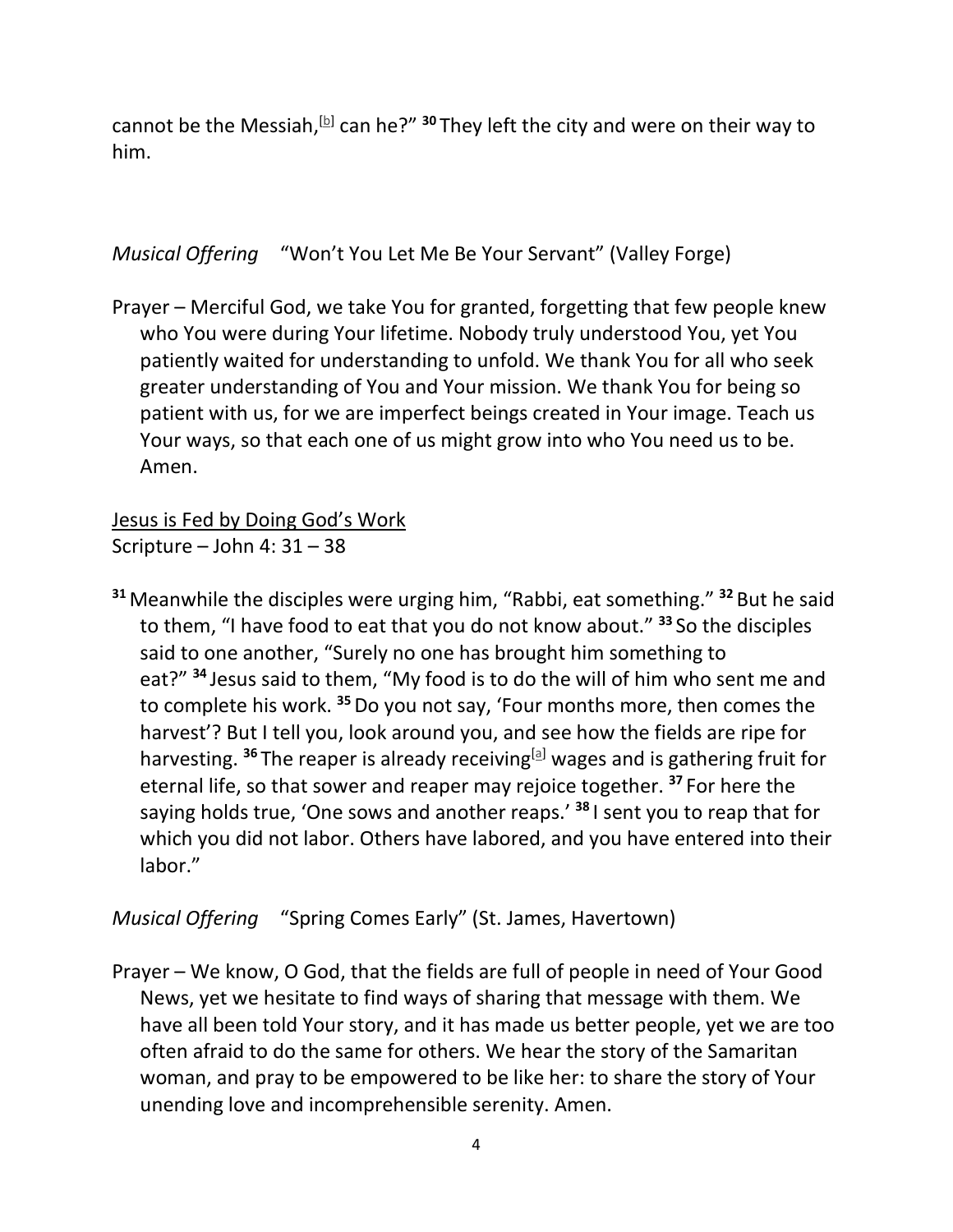cannot be the Messiah,[b] can he?" **30** They left the city and were on their way to him.

*Musical Offering* "Won't You Let Me Be Your Servant" (Valley Forge)

Prayer – Merciful God, we take You for granted, forgetting that few people knew who You were during Your lifetime. Nobody truly understood You, yet You patiently waited for understanding to unfold. We thank You for all who seek greater understanding of You and Your mission. We thank You for being so patient with us, for we are imperfect beings created in Your image. Teach us Your ways, so that each one of us might grow into who You need us to be. Amen.

<u>Jesus is Fed by Doing God's Work</u>
Scripture – John 4: 31 – 38

**31** Meanwhile the disciples were urging him, "Rabbi, eat something." **32** But he said to them, "I have food to eat that you do not know about." **33** So the disciples said to one another, "Surely no one has brought him something to eat?" **34** Jesus said to them, "My food is to do the will of him who sent me and to complete his work. **35** Do you not say, 'Four months more, then comes the harvest'? But I tell you, look around you, and see how the fields are ripe for harvesting. **36** The reaper is already receiving[a] wages and is gathering fruit for eternal life, so that sower and reaper may rejoice together. **37** For here the saying holds true, 'One sows and another reaps.' **38** I sent you to reap that for which you did not labor. Others have labored, and you have entered into their labor."

*Musical Offering* "Spring Comes Early" (St. James, Havertown)

Prayer – We know, O God, that the fields are full of people in need of Your Good News, yet we hesitate to find ways of sharing that message with them. We have all been told Your story, and it has made us better people, yet we are too often afraid to do the same for others. We hear the story of the Samaritan woman, and pray to be empowered to be like her: to share the story of Your unending love and incomprehensible serenity. Amen.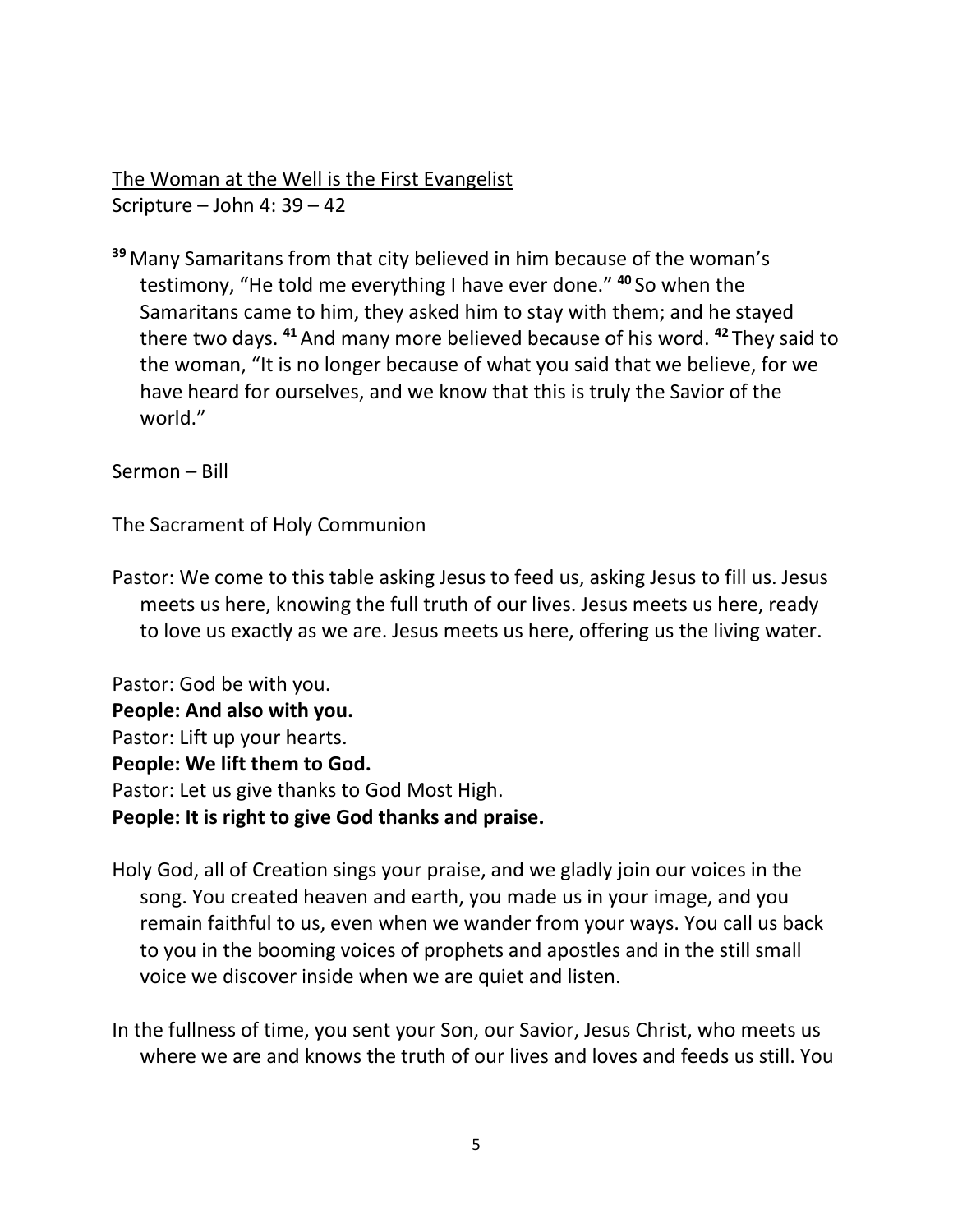<u>The Woman at the Well is the First Evangelist</u>
Scripture – John 4: 39 – 42

**39** Many Samaritans from that city believed in him because of the woman's testimony, "He told me everything I have ever done." **40** So when the Samaritans came to him, they asked him to stay with them; and he stayed there two days. **41** And many more believed because of his word. **42** They said to the woman, "It is no longer because of what you said that we believe, for we have heard for ourselves, and we know that this is truly the Savior of the world."

Sermon – Bill

The Sacrament of Holy Communion

Pastor: We come to this table asking Jesus to feed us, asking Jesus to fill us. Jesus meets us here, knowing the full truth of our lives. Jesus meets us here, ready to love us exactly as we are. Jesus meets us here, offering us the living water.

Pastor: God be with you.
**People: And also with you.**
Pastor: Lift up your hearts.
**People: We lift them to God.**
Pastor: Let us give thanks to God Most High.
**People: It is right to give God thanks and praise.**

Holy God, all of Creation sings your praise, and we gladly join our voices in the song. You created heaven and earth, you made us in your image, and you remain faithful to us, even when we wander from your ways. You call us back to you in the booming voices of prophets and apostles and in the still small voice we discover inside when we are quiet and listen.

In the fullness of time, you sent your Son, our Savior, Jesus Christ, who meets us where we are and knows the truth of our lives and loves and feeds us still. You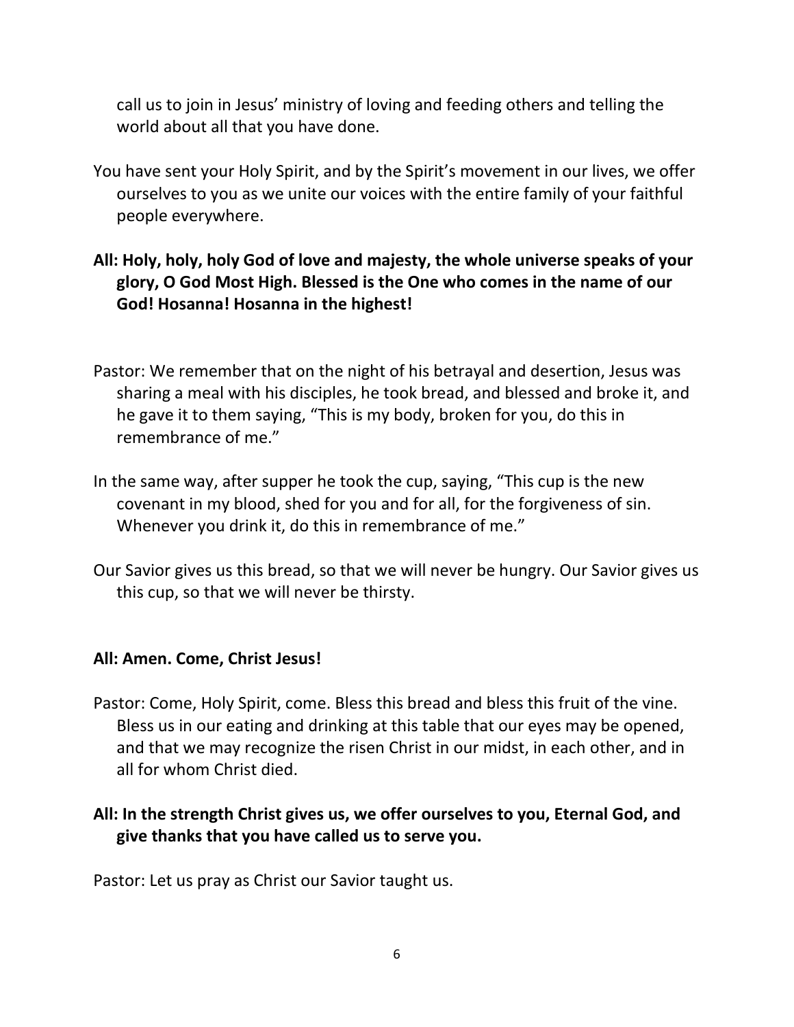call us to join in Jesus' ministry of loving and feeding others and telling the world about all that you have done.

You have sent your Holy Spirit, and by the Spirit's movement in our lives, we offer ourselves to you as we unite our voices with the entire family of your faithful people everywhere.

**All: Holy, holy, holy God of love and majesty, the whole universe speaks of your glory, O God Most High. Blessed is the One who comes in the name of our God! Hosanna! Hosanna in the highest!**

Pastor: We remember that on the night of his betrayal and desertion, Jesus was sharing a meal with his disciples, he took bread, and blessed and broke it, and he gave it to them saying, "This is my body, broken for you, do this in remembrance of me."

In the same way, after supper he took the cup, saying, "This cup is the new covenant in my blood, shed for you and for all, for the forgiveness of sin. Whenever you drink it, do this in remembrance of me."

Our Savior gives us this bread, so that we will never be hungry. Our Savior gives us this cup, so that we will never be thirsty.

**All: Amen. Come, Christ Jesus!**

Pastor: Come, Holy Spirit, come. Bless this bread and bless this fruit of the vine. Bless us in our eating and drinking at this table that our eyes may be opened, and that we may recognize the risen Christ in our midst, in each other, and in all for whom Christ died.

**All: In the strength Christ gives us, we offer ourselves to you, Eternal God, and give thanks that you have called us to serve you.**

Pastor: Let us pray as Christ our Savior taught us.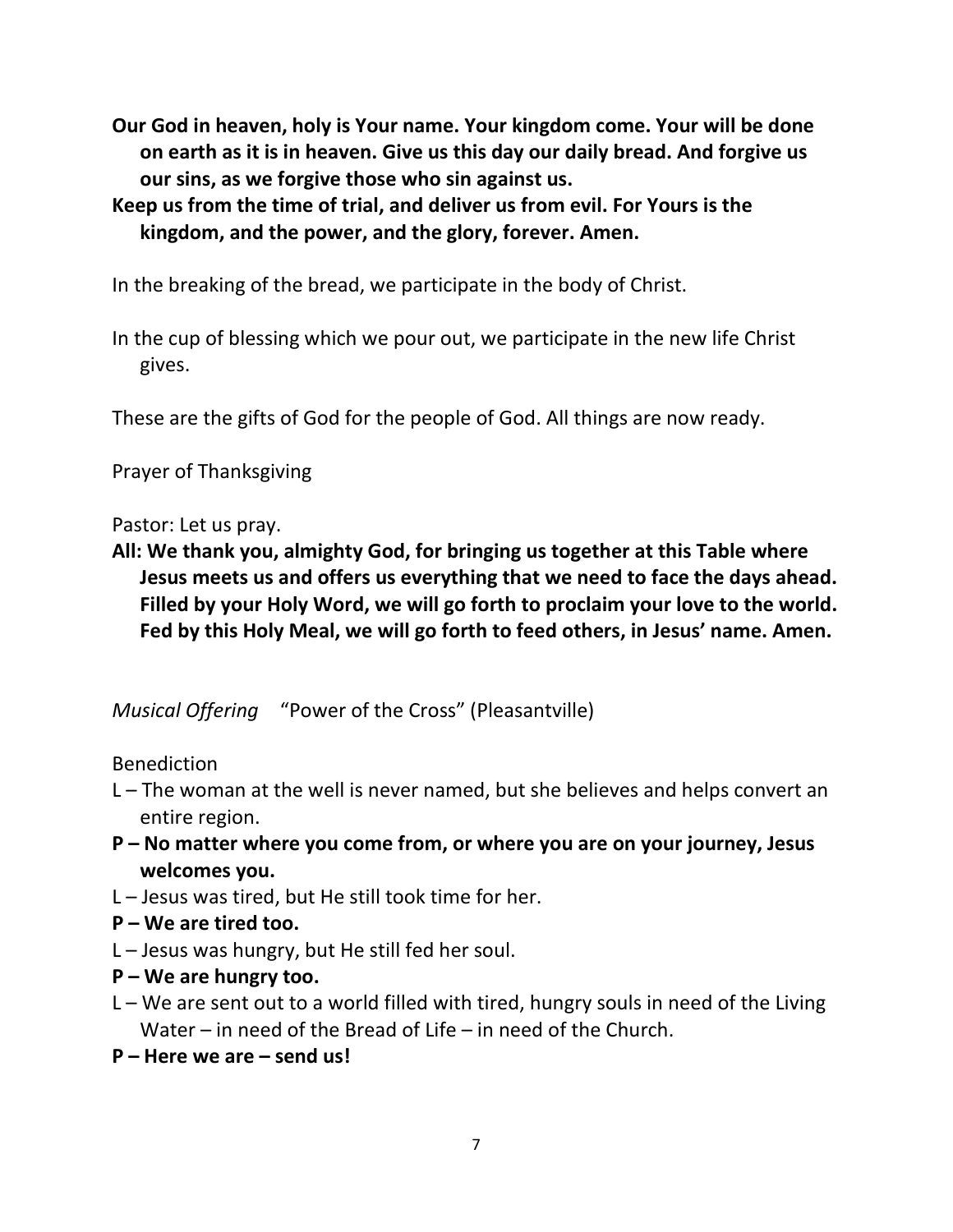**Our God in heaven, holy is Your name. Your kingdom come. Your will be done on earth as it is in heaven. Give us this day our daily bread. And forgive us our sins, as we forgive those who sin against us.**

**Keep us from the time of trial, and deliver us from evil. For Yours is the kingdom, and the power, and the glory, forever. Amen.**

In the breaking of the bread, we participate in the body of Christ.

In the cup of blessing which we pour out, we participate in the new life Christ gives.

These are the gifts of God for the people of God. All things are now ready.

Prayer of Thanksgiving

Pastor: Let us pray.

**All: We thank you, almighty God, for bringing us together at this Table where Jesus meets us and offers us everything that we need to face the days ahead. Filled by your Holy Word, we will go forth to proclaim your love to the world. Fed by this Holy Meal, we will go forth to feed others, in Jesus' name. Amen.**

*Musical Offering* "Power of the Cross" (Pleasantville)

Benediction

L – The woman at the well is never named, but she believes and helps convert an entire region.

**P – No matter where you come from, or where you are on your journey, Jesus welcomes you.**

L – Jesus was tired, but He still took time for her.

**P – We are tired too.**

L – Jesus was hungry, but He still fed her soul.

**P – We are hungry too.**

L – We are sent out to a world filled with tired, hungry souls in need of the Living Water – in need of the Bread of Life – in need of the Church.

**P – Here we are – send us!**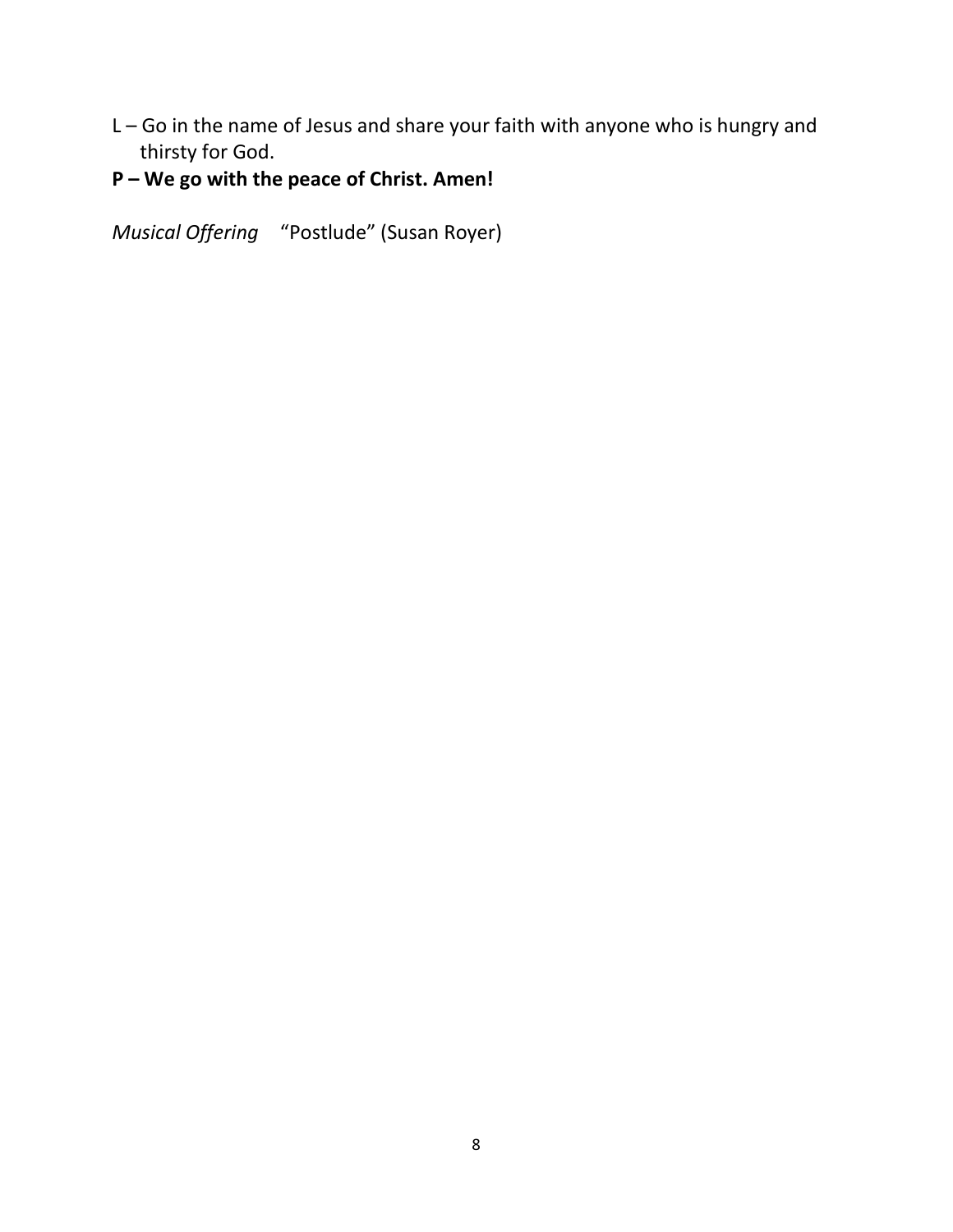L – Go in the name of Jesus and share your faith with anyone who is hungry and thirsty for God.

**P – We go with the peace of Christ. Amen!**

*Musical Offering* "Postlude" (Susan Royer)